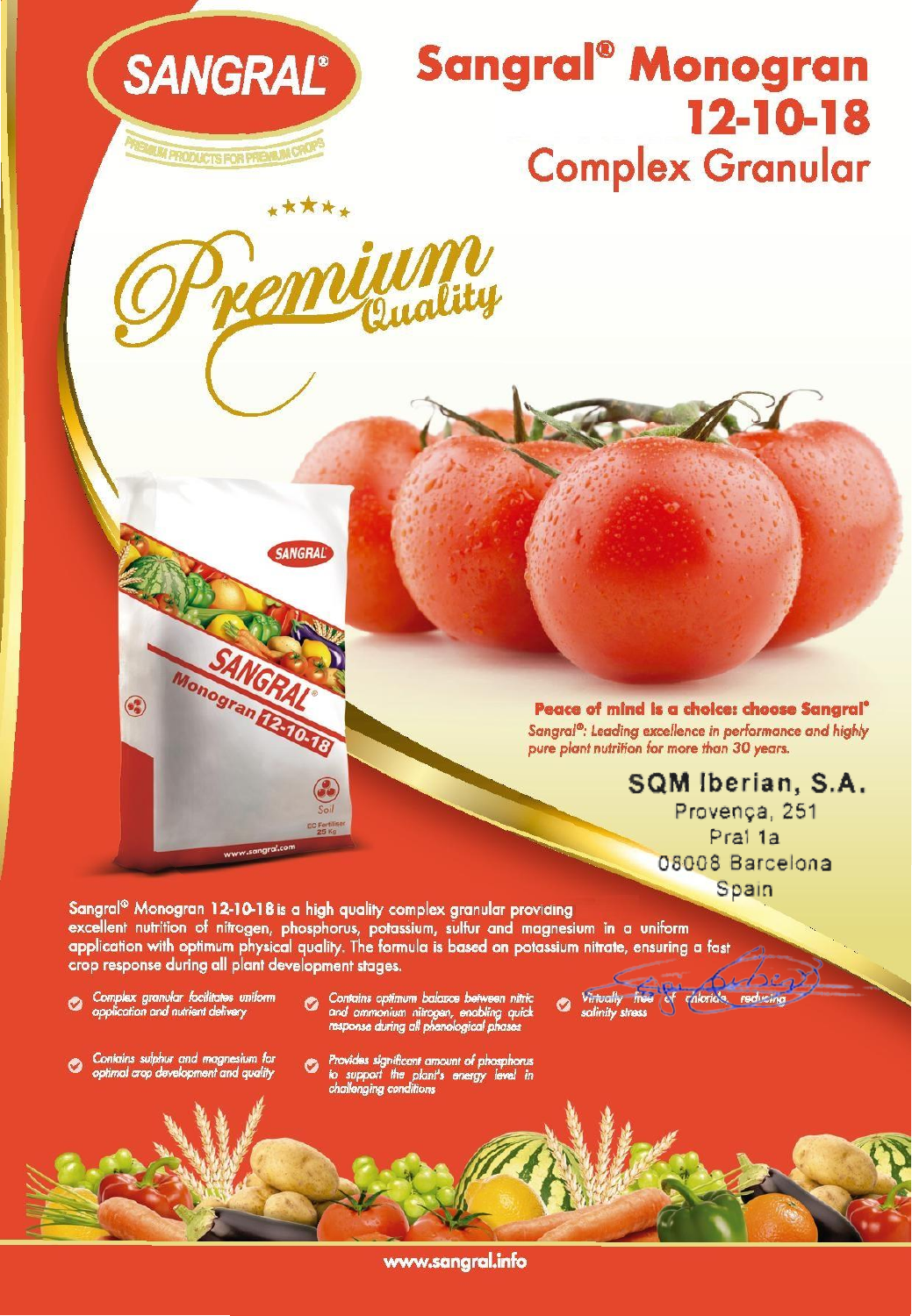# Sangral® Monogran 12-10-18
## Complex Granular

SANGRAL®

PREMIUM PRODUCTS FOR PREMIUM CROPS

Premium Quality

**Peace of mind is a choice: choose Sangral®**

*Sangral®: Leading excellence in performance and highly pure plant nutrition for more than 30 years.*

**SQM Iberian, S.A.**
Provença, 251
Pral 1a
08008 Barcelona
Spain

Sangral® Monogran **12-10-18** is a high quality complex granular providing excellent nutrition of nitrogen, phosphorus, potassium, sulfur and magnesium in a uniform application with optimum physical quality. The formula is based on potassium nitrate, ensuring a fast crop response during all plant development stages.

- *Complex granular facilitates uniform application and nutrient delivery*
- *Contains sulphur and magnesium for optimal crop development and quality*
- *Contains optimum balance between nitric and ammonium nitrogen, enabling quick response during all phenological phases*
- *Provides significant amount of phosphorus to support the plant's energy level in challenging conditions*
- *Virtually free of chloride, reducing salinity stress*

www.sangral.info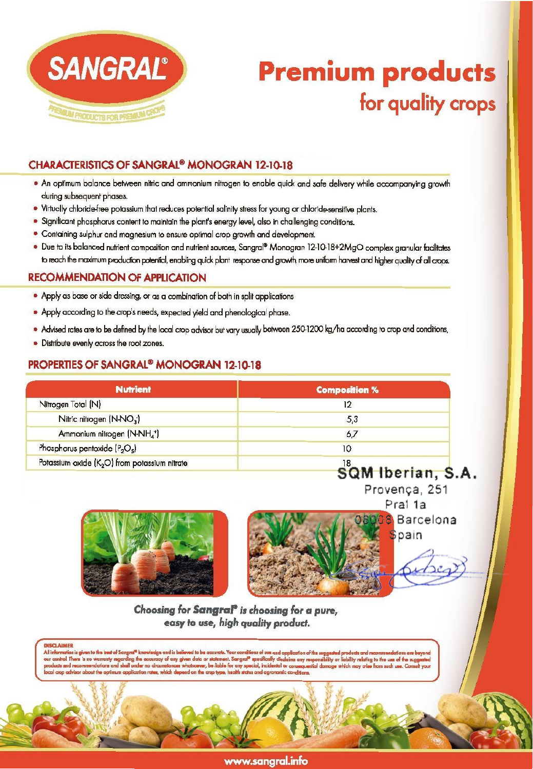# SANGRAL®

PREMIUM PRODUCTS FOR PREMIUM CROPS

# Premium products
## for quality crops

## CHARACTERISTICS OF SANGRAL® MONOGRAN 12-10-18

- An optimum balance between nitric and ammonium nitrogen to enable quick and safe delivery while accompanying growth during subsequent phases.
- Virtually chloride-free potassium that reduces potential salinity stress for young or chloride-sensitive plants.
- Significant phosphorus content to maintain the plant's energy level, also in challenging conditions.
- Containing sulphur and magnesium to ensure optimal crop growth and development.
- Due to its balanced nutrient composition and nutrient sources, Sangral® Monogran 12-10-18+2MgO complex granular facilitates to reach the maximum production potential, enabling quick plant response and growth, more uniform harvest and higher quality of all crops.

## RECOMMENDATION OF APPLICATION

- Apply as base or side dressing, or as a combination of both in split applications
- Apply according to the crop's needs, expected yield and phenological phase.
- Advised rates are to be defined by the local crop advisor but vary usually between 250-1200 kg/ha according to crop and conditions.
- Distribute evenly across the root zones.

## PROPERTIES OF SANGRAL® MONOGRAN 12-10-18

| Nutrient | Composition % |
|---|---|
| Nitrogen Total (N) | 12 |
| Nitric nitrogen ($N\text{-}NO_3^-$) | 5,3 |
| Ammonium nitrogen ($N\text{-}NH_4^+$) | 6,7 |
| Phosphorus pentoxide ($P_2O_5$) | 10 |
| Potassium oxide ($K_2O$) from potassium nitrate | 18 |

SQM Iberian, S.A.
Provença, 251
Pral 1a
08008 Barcelona
Spain

*Choosing for **Sangral®** is choosing for a pure, easy to use, high quality product.*

**DISCLAIMER**
All information is given to the best of Sangral® knowledge and is believed to be accurate. Your conditions of use and application of the suggested products and recommendations are beyond our control. There is no warranty regarding the accuracy of any given data or statement. Sangral® specifically disclaims any responsibility or liability relating to the use of the suggested products and recommendations and shall under no circumstances whatsoever, be liable for any special, incidental or consequential damage which may arise from such use. Consult your local crop advisor about the optimum application rates, which depend on the crop type, health status and agronomic conditions.

www.sangral.info